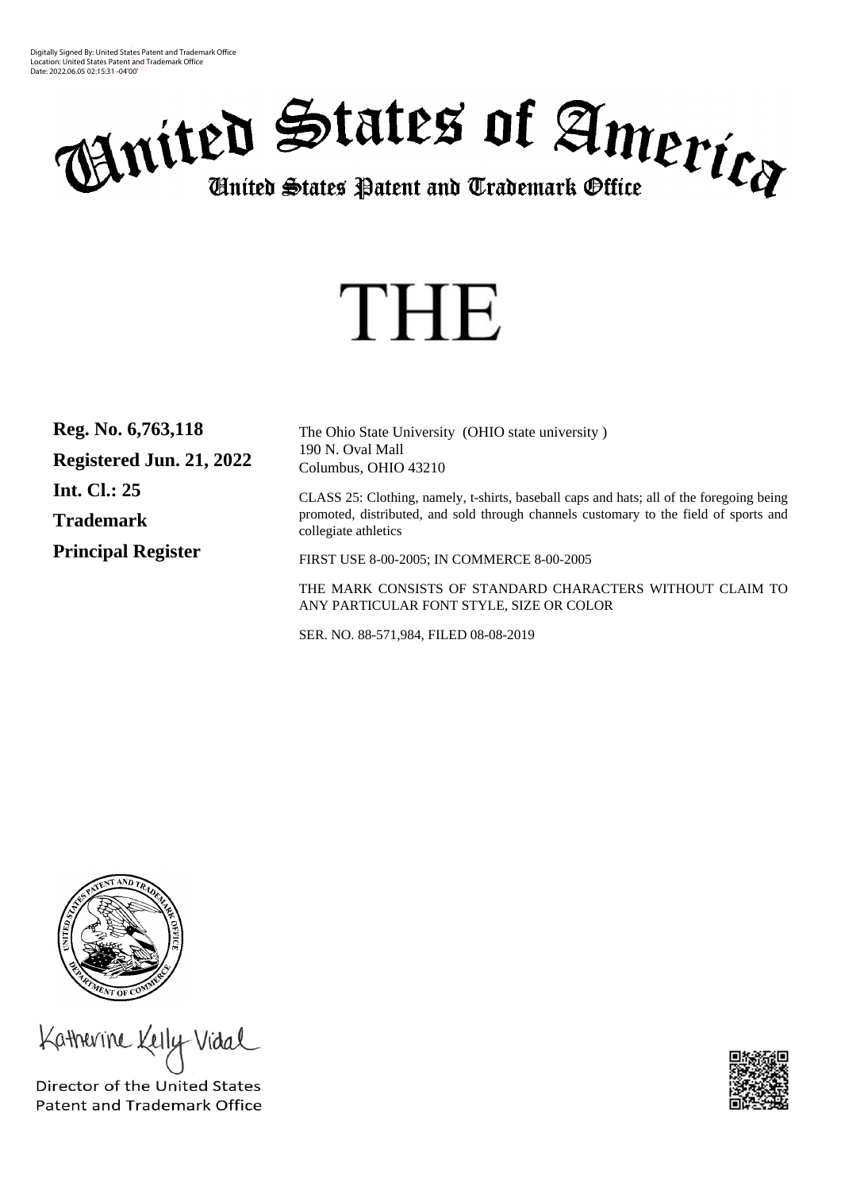Digitally Signed By: United States Patent and Trademark Office
Location: United States Patent and Trademark Office
Date: 2022.06.05 02:15:31 -04'00'

# United States of America

## United States Patent and Trademark Office

# THE

**Reg. No. 6,763,118**

**Registered Jun. 21, 2022**

**Int. Cl.: 25**

**Trademark**

**Principal Register**

The Ohio State University (OHIO state university )
190 N. Oval Mall
Columbus, OHIO 43210

CLASS 25: Clothing, namely, t-shirts, baseball caps and hats; all of the foregoing being promoted, distributed, and sold through channels customary to the field of sports and collegiate athletics

FIRST USE 8-00-2005; IN COMMERCE 8-00-2005

THE MARK CONSISTS OF STANDARD CHARACTERS WITHOUT CLAIM TO ANY PARTICULAR FONT STYLE, SIZE OR COLOR

SER. NO. 88-571,984, FILED 08-08-2019

Katherine Kelly Vidal

Director of the United States
Patent and Trademark Office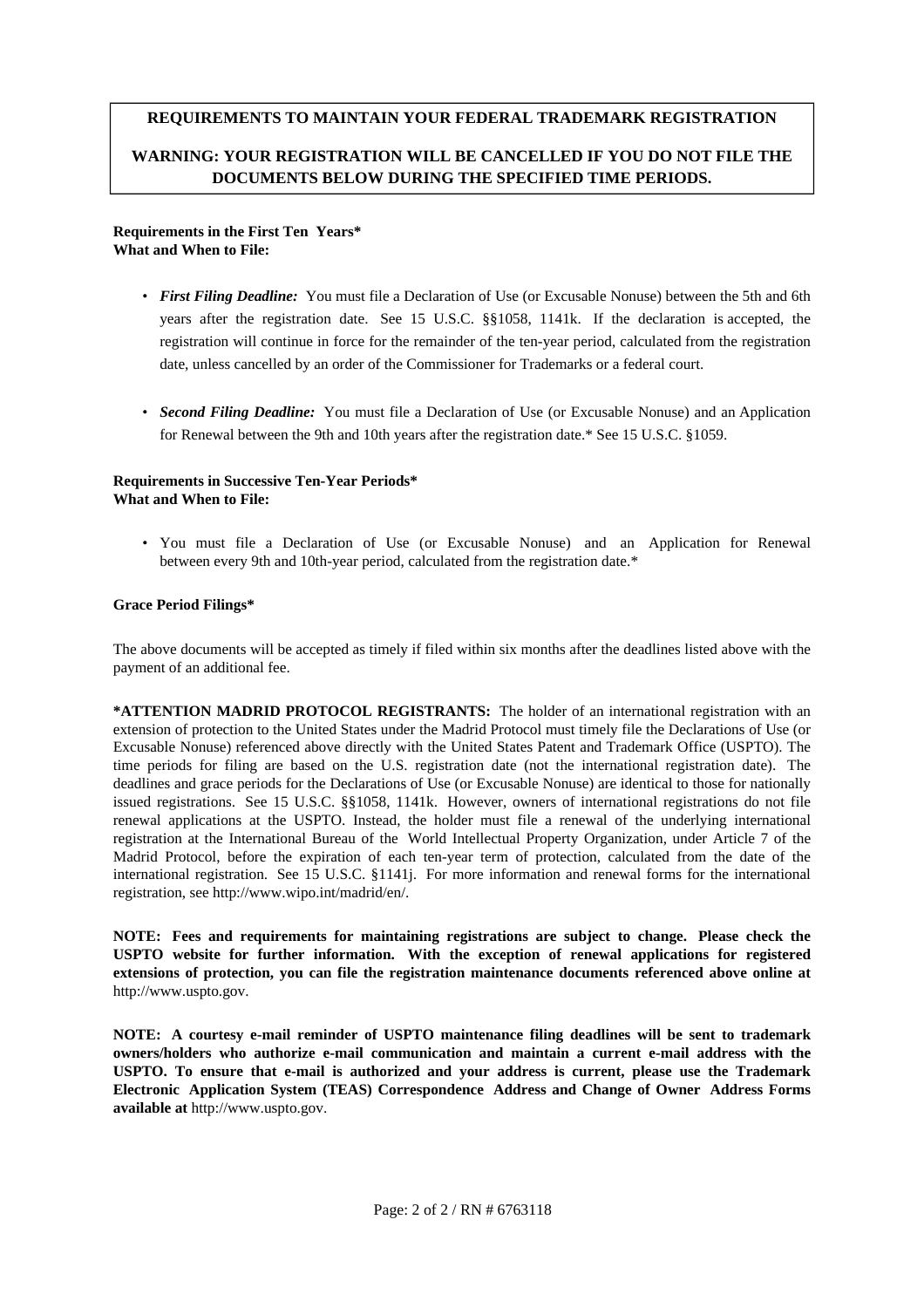**REQUIREMENTS TO MAINTAIN YOUR FEDERAL TRADEMARK REGISTRATION**

**WARNING: YOUR REGISTRATION WILL BE CANCELLED IF YOU DO NOT FILE THE DOCUMENTS BELOW DURING THE SPECIFIED TIME PERIODS.**

**Requirements in the First Ten Years***
**What and When to File:**

- ***First Filing Deadline:*** You must file a Declaration of Use (or Excusable Nonuse) between the 5th and 6th years after the registration date. See 15 U.S.C. §§1058, 1141k. If the declaration is accepted, the registration will continue in force for the remainder of the ten-year period, calculated from the registration date, unless cancelled by an order of the Commissioner for Trademarks or a federal court.

- ***Second Filing Deadline:*** You must file a Declaration of Use (or Excusable Nonuse) and an Application for Renewal between the 9th and 10th years after the registration date.* See 15 U.S.C. §1059.

**Requirements in Successive Ten-Year Periods***
**What and When to File:**

- You must file a Declaration of Use (or Excusable Nonuse) and an Application for Renewal between every 9th and 10th-year period, calculated from the registration date.*

**Grace Period Filings***

The above documents will be accepted as timely if filed within six months after the deadlines listed above with the payment of an additional fee.

**\*ATTENTION MADRID PROTOCOL REGISTRANTS:** The holder of an international registration with an extension of protection to the United States under the Madrid Protocol must timely file the Declarations of Use (or Excusable Nonuse) referenced above directly with the United States Patent and Trademark Office (USPTO). The time periods for filing are based on the U.S. registration date (not the international registration date). The deadlines and grace periods for the Declarations of Use (or Excusable Nonuse) are identical to those for nationally issued registrations. See 15 U.S.C. §§1058, 1141k. However, owners of international registrations do not file renewal applications at the USPTO. Instead, the holder must file a renewal of the underlying international registration at the International Bureau of the World Intellectual Property Organization, under Article 7 of the Madrid Protocol, before the expiration of each ten-year term of protection, calculated from the date of the international registration. See 15 U.S.C. §1141j. For more information and renewal forms for the international registration, see http://www.wipo.int/madrid/en/.

**NOTE: Fees and requirements for maintaining registrations are subject to change. Please check the USPTO website for further information. With the exception of renewal applications for registered extensions of protection, you can file the registration maintenance documents referenced above online at** http://www.uspto.gov.

**NOTE: A courtesy e-mail reminder of USPTO maintenance filing deadlines will be sent to trademark owners/holders who authorize e-mail communication and maintain a current e-mail address with the USPTO. To ensure that e-mail is authorized and your address is current, please use the Trademark Electronic Application System (TEAS) Correspondence Address and Change of Owner Address Forms available at** http://www.uspto.gov.

RN # 6763118